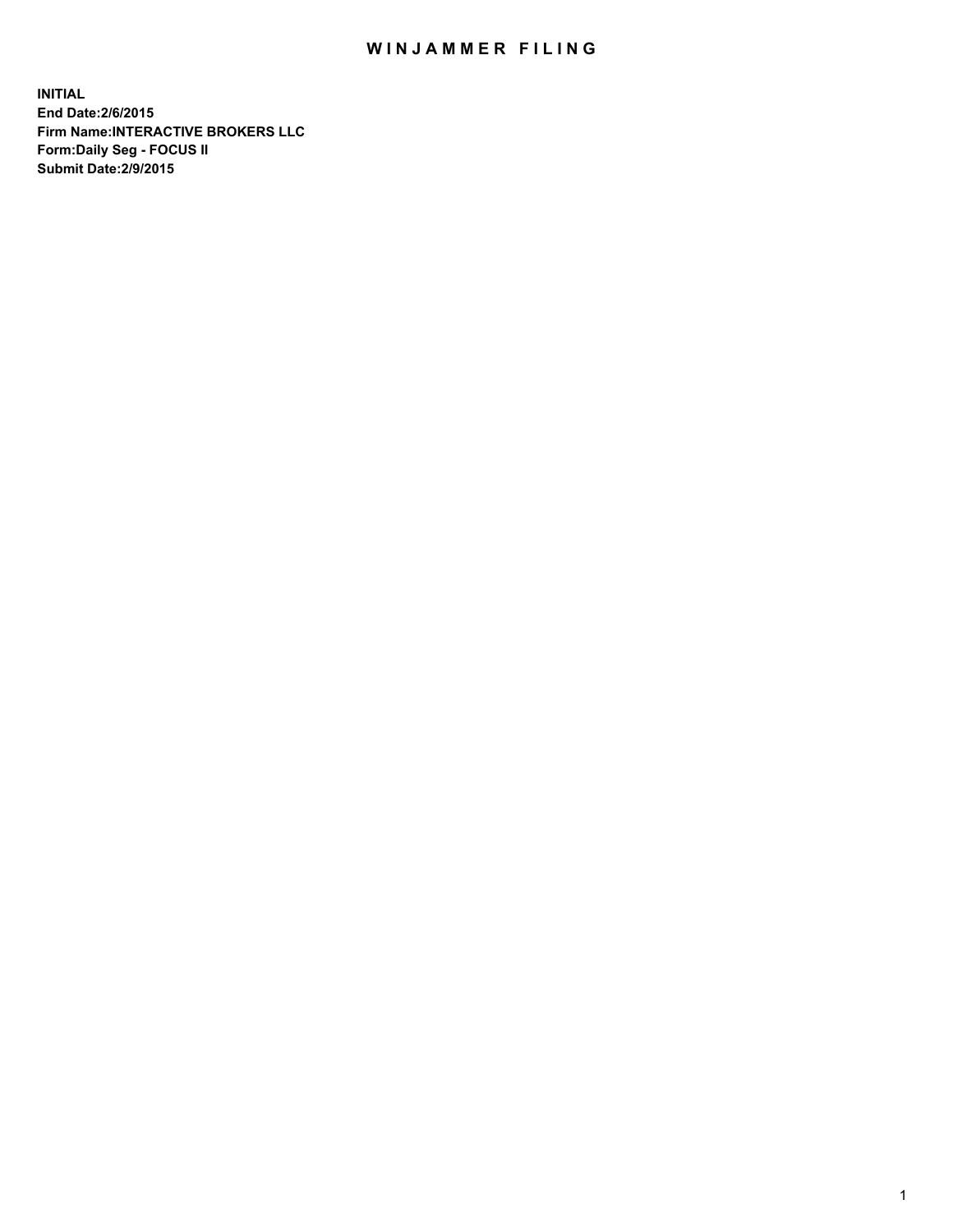# WINJAMMER FILING

**INITIAL**
**End Date:2/6/2015**
**Firm Name:INTERACTIVE BROKERS LLC**
**Form:Daily Seg - FOCUS II**
**Submit Date:2/9/2015**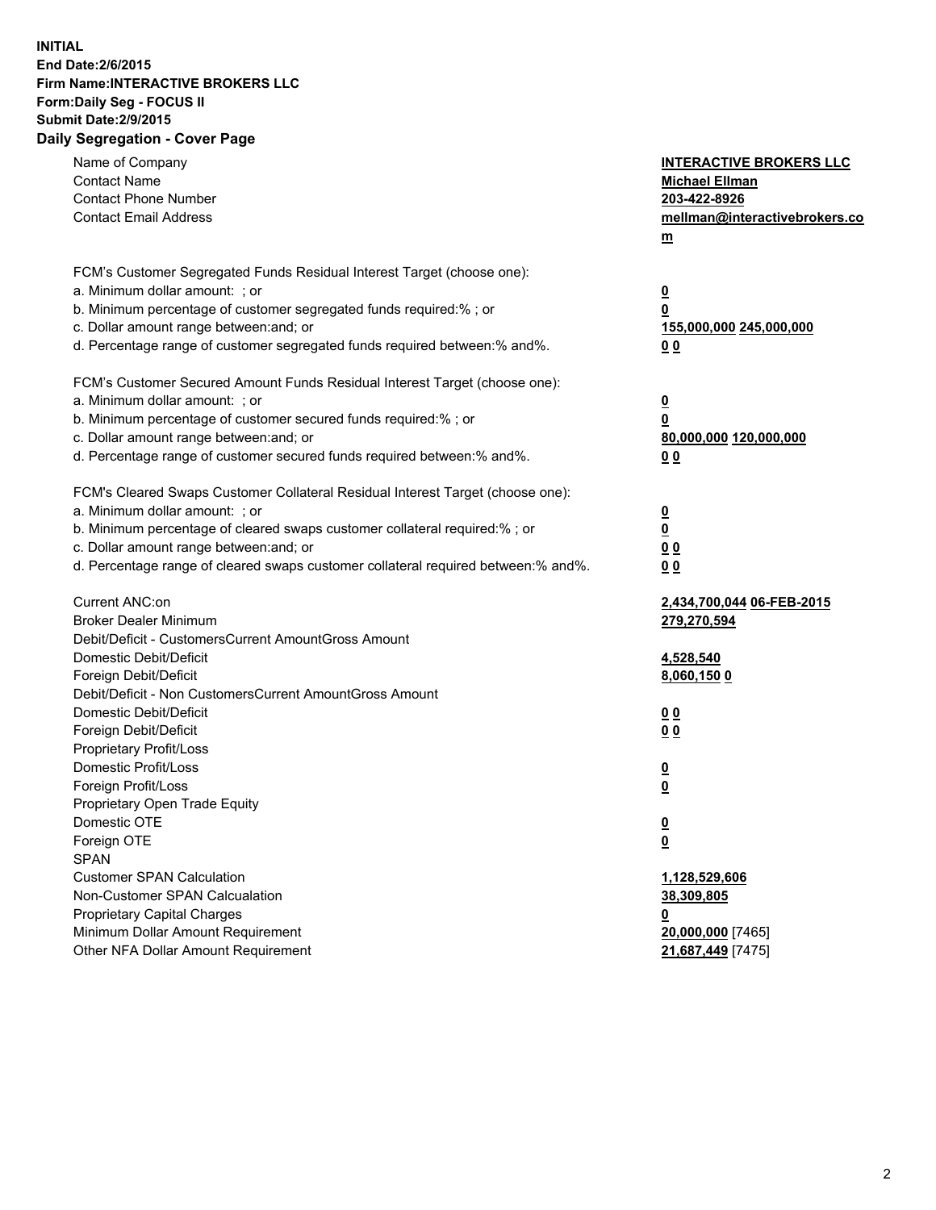**INITIAL**
**End Date:2/6/2015**
**Firm Name:INTERACTIVE BROKERS LLC**
**Form:Daily Seg - FOCUS II**
**Submit Date:2/9/2015**
**Daily Segregation - Cover Page**

| | |
|---|---|
| Name of Company | **INTERACTIVE BROKERS LLC** |
| Contact Name | **Michael Ellman** |
| Contact Phone Number | **203-422-8926** |
| Contact Email Address | **mellman@interactivebrokers.com** |
| FCM's Customer Segregated Funds Residual Interest Target (choose one): | |
| a. Minimum dollar amount: ; or | **0** |
| b. Minimum percentage of customer segregated funds required:% ; or | **0** |
| c. Dollar amount range between:and; or | **155,000,000 245,000,000** |
| d. Percentage range of customer segregated funds required between:% and%. | **0 0** |
| FCM's Customer Secured Amount Funds Residual Interest Target (choose one): | |
| a. Minimum dollar amount: ; or | **0** |
| b. Minimum percentage of customer secured funds required:% ; or | **0** |
| c. Dollar amount range between:and; or | **80,000,000 120,000,000** |
| d. Percentage range of customer secured funds required between:% and%. | **0 0** |
| FCM's Cleared Swaps Customer Collateral Residual Interest Target (choose one): | |
| a. Minimum dollar amount: ; or | **0** |
| b. Minimum percentage of cleared swaps customer collateral required:% ; or | **0** |
| c. Dollar amount range between:and; or | **0 0** |
| d. Percentage range of cleared swaps customer collateral required between:% and%. | **0 0** |
| Current ANC:on | **2,434,700,044 06-FEB-2015** |
| Broker Dealer Minimum | **279,270,594** |
| Debit/Deficit - CustomersCurrent AmountGross Amount | |
| Domestic Debit/Deficit | **4,528,540** |
| Foreign Debit/Deficit | **8,060,150 0** |
| Debit/Deficit - Non CustomersCurrent AmountGross Amount | |
| Domestic Debit/Deficit | **0 0** |
| Foreign Debit/Deficit | **0 0** |
| Proprietary Profit/Loss | |
| Domestic Profit/Loss | **0** |
| Foreign Profit/Loss | **0** |
| Proprietary Open Trade Equity | |
| Domestic OTE | **0** |
| Foreign OTE | **0** |
| SPAN | |
| Customer SPAN Calculation | **1,128,529,606** |
| Non-Customer SPAN Calcualation | **38,309,805** |
| Proprietary Capital Charges | **0** |
| Minimum Dollar Amount Requirement | **20,000,000** [7465] |
| Other NFA Dollar Amount Requirement | **21,687,449** [7475] |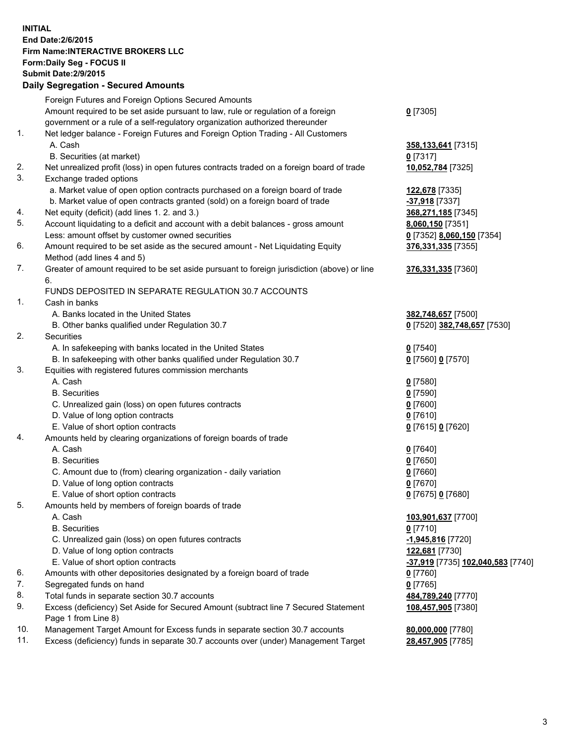**INITIAL**
**End Date:2/6/2015**
**Firm Name:INTERACTIVE BROKERS LLC**
**Form:Daily Seg - FOCUS II**
**Submit Date:2/9/2015**

## Daily Segregation - Secured Amounts

| | | |
|---|---|---|
| | Foreign Futures and Foreign Options Secured Amounts | |
| | Amount required to be set aside pursuant to law, rule or regulation of a foreign government or a rule of a self-regulatory organization authorized thereunder | **0** [7305] |
| 1. | Net ledger balance - Foreign Futures and Foreign Option Trading - All Customers | |
| | A. Cash | **358,133,641** [7315] |
| | B. Securities (at market) | **0** [7317] |
| 2. | Net unrealized profit (loss) in open futures contracts traded on a foreign board of trade | **10,052,784** [7325] |
| 3. | Exchange traded options | |
| | a. Market value of open option contracts purchased on a foreign board of trade | **122,678** [7335] |
| | b. Market value of open contracts granted (sold) on a foreign board of trade | **-37,918** [7337] |
| 4. | Net equity (deficit) (add lines 1. 2. and 3.) | **368,271,185** [7345] |
| 5. | Account liquidating to a deficit and account with a debit balances - gross amount | **8,060,150** [7351] |
| | Less: amount offset by customer owned securities | **0** [7352] **8,060,150** [7354] |
| 6. | Amount required to be set aside as the secured amount - Net Liquidating Equity Method (add lines 4 and 5) | **376,331,335** [7355] |
| 7. | Greater of amount required to be set aside pursuant to foreign jurisdiction (above) or line 6. | **376,331,335** [7360] |
| | FUNDS DEPOSITED IN SEPARATE REGULATION 30.7 ACCOUNTS | |
| 1. | Cash in banks | |
| | A. Banks located in the United States | **382,748,657** [7500] |
| | B. Other banks qualified under Regulation 30.7 | **0** [7520] **382,748,657** [7530] |
| 2. | Securities | |
| | A. In safekeeping with banks located in the United States | **0** [7540] |
| | B. In safekeeping with other banks qualified under Regulation 30.7 | **0** [7560] **0** [7570] |
| 3. | Equities with registered futures commission merchants | |
| | A. Cash | **0** [7580] |
| | B. Securities | **0** [7590] |
| | C. Unrealized gain (loss) on open futures contracts | **0** [7600] |
| | D. Value of long option contracts | **0** [7610] |
| | E. Value of short option contracts | **0** [7615] **0** [7620] |
| 4. | Amounts held by clearing organizations of foreign boards of trade | |
| | A. Cash | **0** [7640] |
| | B. Securities | **0** [7650] |
| | C. Amount due to (from) clearing organization - daily variation | **0** [7660] |
| | D. Value of long option contracts | **0** [7670] |
| | E. Value of short option contracts | **0** [7675] **0** [7680] |
| 5. | Amounts held by members of foreign boards of trade | |
| | A. Cash | **103,901,637** [7700] |
| | B. Securities | **0** [7710] |
| | C. Unrealized gain (loss) on open futures contracts | **-1,945,816** [7720] |
| | D. Value of long option contracts | **122,681** [7730] |
| | E. Value of short option contracts | **-37,919** [7735] **102,040,583** [7740] |
| 6. | Amounts with other depositories designated by a foreign board of trade | **0** [7760] |
| 7. | Segregated funds on hand | **0** [7765] |
| 8. | Total funds in separate section 30.7 accounts | **484,789,240** [7770] |
| 9. | Excess (deficiency) Set Aside for Secured Amount (subtract line 7 Secured Statement Page 1 from Line 8) | **108,457,905** [7380] |
| 10. | Management Target Amount for Excess funds in separate section 30.7 accounts | **80,000,000** [7780] |
| 11. | Excess (deficiency) funds in separate 30.7 accounts over (under) Management Target | **28,457,905** [7785] |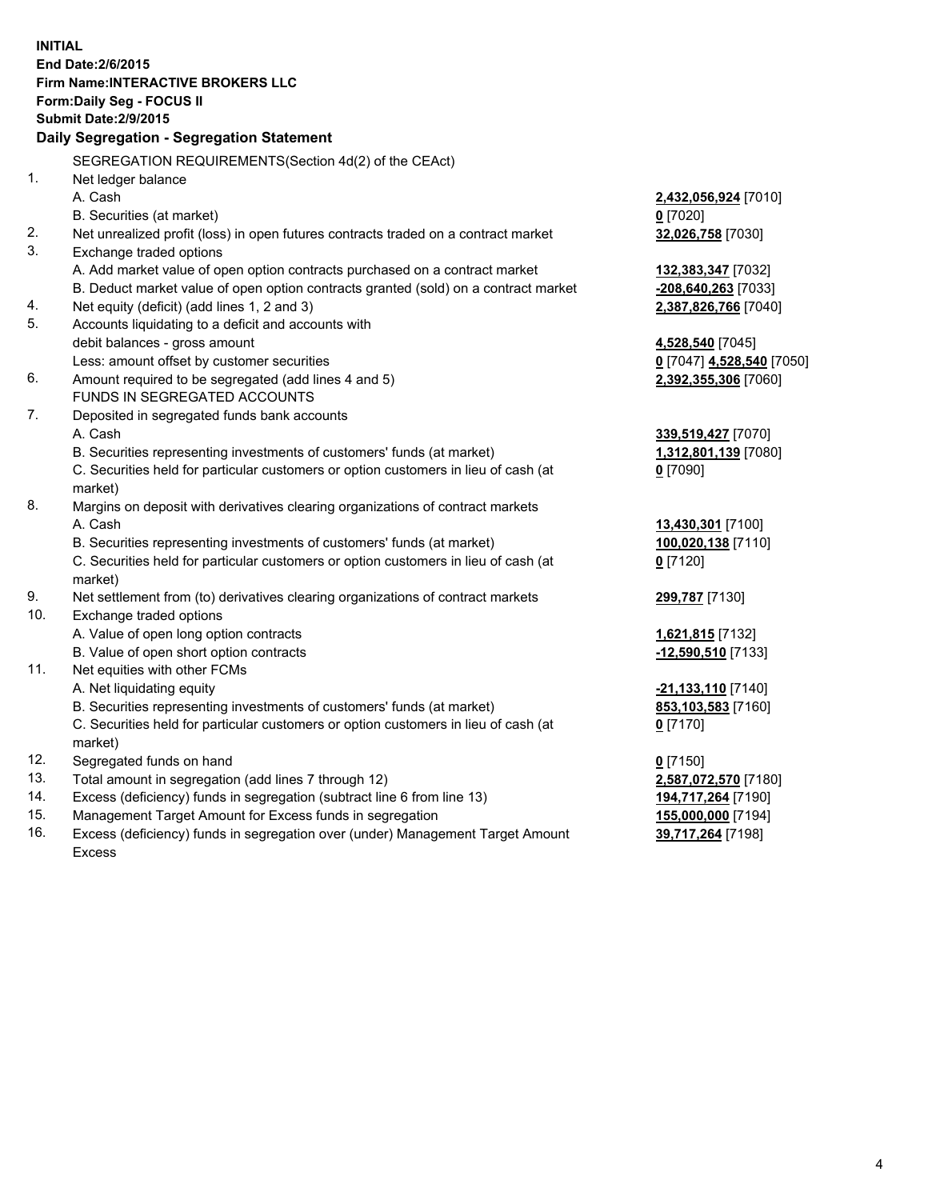**INITIAL**
**End Date:2/6/2015**
**Firm Name:INTERACTIVE BROKERS LLC**
**Form:Daily Seg - FOCUS II**
**Submit Date:2/9/2015**

## Daily Segregation - Segregation Statement

SEGREGATION REQUIREMENTS(Section 4d(2) of the CEAct)

| | | |
|---|---|---|
| 1. | Net ledger balance | |
| | A. Cash | **2,432,056,924** [7010] |
| | B. Securities (at market) | **0** [7020] |
| 2. | Net unrealized profit (loss) in open futures contracts traded on a contract market | **32,026,758** [7030] |
| 3. | Exchange traded options | |
| | A. Add market value of open option contracts purchased on a contract market | **132,383,347** [7032] |
| | B. Deduct market value of open option contracts granted (sold) on a contract market | **-208,640,263** [7033] |
| 4. | Net equity (deficit) (add lines 1, 2 and 3) | **2,387,826,766** [7040] |
| 5. | Accounts liquidating to a deficit and accounts with | |
| | debit balances - gross amount | **4,528,540** [7045] |
| | Less: amount offset by customer securities | **0** [7047] **4,528,540** [7050] |
| 6. | Amount required to be segregated (add lines 4 and 5) | **2,392,355,306** [7060] |
| | FUNDS IN SEGREGATED ACCOUNTS | |
| 7. | Deposited in segregated funds bank accounts | |
| | A. Cash | **339,519,427** [7070] |
| | B. Securities representing investments of customers' funds (at market) | **1,312,801,139** [7080] |
| | C. Securities held for particular customers or option customers in lieu of cash (at market) | **0** [7090] |
| 8. | Margins on deposit with derivatives clearing organizations of contract markets | |
| | A. Cash | **13,430,301** [7100] |
| | B. Securities representing investments of customers' funds (at market) | **100,020,138** [7110] |
| | C. Securities held for particular customers or option customers in lieu of cash (at market) | **0** [7120] |
| 9. | Net settlement from (to) derivatives clearing organizations of contract markets | **299,787** [7130] |
| 10. | Exchange traded options | |
| | A. Value of open long option contracts | **1,621,815** [7132] |
| | B. Value of open short option contracts | **-12,590,510** [7133] |
| 11. | Net equities with other FCMs | |
| | A. Net liquidating equity | **-21,133,110** [7140] |
| | B. Securities representing investments of customers' funds (at market) | **853,103,583** [7160] |
| | C. Securities held for particular customers or option customers in lieu of cash (at market) | **0** [7170] |
| 12. | Segregated funds on hand | **0** [7150] |
| 13. | Total amount in segregation (add lines 7 through 12) | **2,587,072,570** [7180] |
| 14. | Excess (deficiency) funds in segregation (subtract line 6 from line 13) | **194,717,264** [7190] |
| 15. | Management Target Amount for Excess funds in segregation | **155,000,000** [7194] |
| 16. | Excess (deficiency) funds in segregation over (under) Management Target Amount Excess | **39,717,264** [7198] |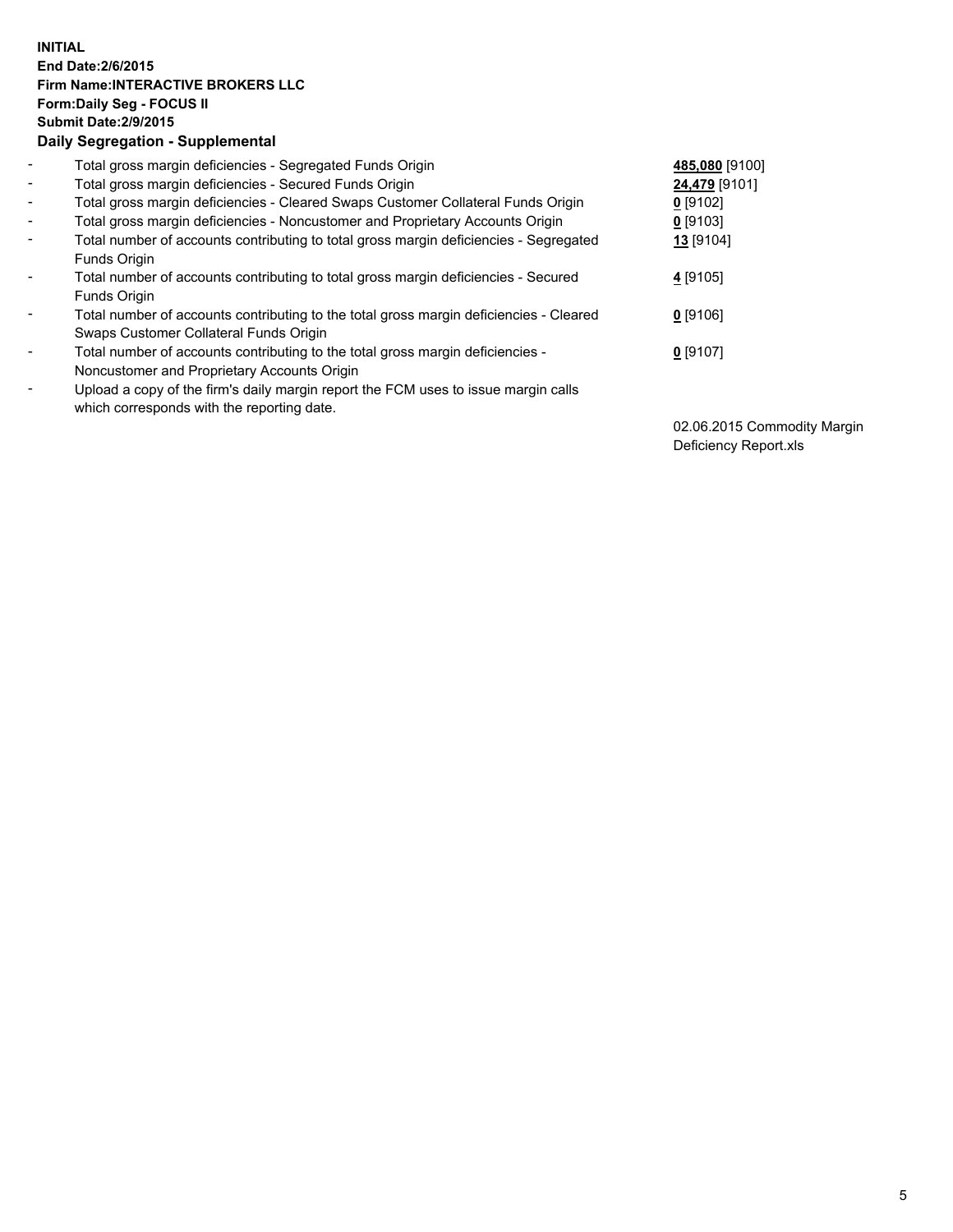**INITIAL**
**End Date:2/6/2015**
**Firm Name:INTERACTIVE BROKERS LLC**
**Form:Daily Seg - FOCUS II**
**Submit Date:2/9/2015**

**Daily Segregation - Supplemental**

| | | |
|---|---|---|
| - | Total gross margin deficiencies - Segregated Funds Origin | **485,080** [9100] |
| - | Total gross margin deficiencies - Secured Funds Origin | **24,479** [9101] |
| - | Total gross margin deficiencies - Cleared Swaps Customer Collateral Funds Origin | **0** [9102] |
| - | Total gross margin deficiencies - Noncustomer and Proprietary Accounts Origin | **0** [9103] |
| - | Total number of accounts contributing to total gross margin deficiencies - Segregated Funds Origin | **13** [9104] |
| - | Total number of accounts contributing to total gross margin deficiencies - Secured Funds Origin | **4** [9105] |
| - | Total number of accounts contributing to the total gross margin deficiencies - Cleared Swaps Customer Collateral Funds Origin | **0** [9106] |
| - | Total number of accounts contributing to the total gross margin deficiencies - Noncustomer and Proprietary Accounts Origin | **0** [9107] |
| - | Upload a copy of the firm's daily margin report the FCM uses to issue margin calls which corresponds with the reporting date. | 02.06.2015 Commodity Margin Deficiency Report.xls |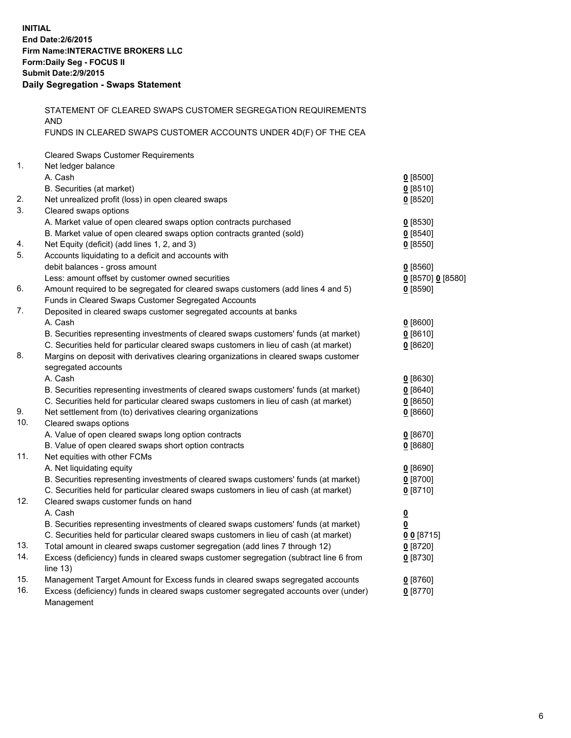**INITIAL**
**End Date:2/6/2015**
**Firm Name:INTERACTIVE BROKERS LLC**
**Form:Daily Seg - FOCUS II**
**Submit Date:2/9/2015**
**Daily Segregation - Swaps Statement**

STATEMENT OF CLEARED SWAPS CUSTOMER SEGREGATION REQUIREMENTS AND FUNDS IN CLEARED SWAPS CUSTOMER ACCOUNTS UNDER 4D(F) OF THE CEA

| | | |
|---|---|---|
| | Cleared Swaps Customer Requirements | |
| 1. | Net ledger balance | |
| | A. Cash | 0 [8500] |
| | B. Securities (at market) | 0 [8510] |
| 2. | Net unrealized profit (loss) in open cleared swaps | 0 [8520] |
| 3. | Cleared swaps options | |
| | A. Market value of open cleared swaps option contracts purchased | 0 [8530] |
| | B. Market value of open cleared swaps option contracts granted (sold) | 0 [8540] |
| 4. | Net Equity (deficit) (add lines 1, 2, and 3) | 0 [8550] |
| 5. | Accounts liquidating to a deficit and accounts with | |
| | debit balances - gross amount | 0 [8560] |
| | Less: amount offset by customer owned securities | 0 [8570] 0 [8580] |
| 6. | Amount required to be segregated for cleared swaps customers (add lines 4 and 5) | 0 [8590] |
| | Funds in Cleared Swaps Customer Segregated Accounts | |
| 7. | Deposited in cleared swaps customer segregated accounts at banks | |
| | A. Cash | 0 [8600] |
| | B. Securities representing investments of cleared swaps customers' funds (at market) | 0 [8610] |
| | C. Securities held for particular cleared swaps customers in lieu of cash (at market) | 0 [8620] |
| 8. | Margins on deposit with derivatives clearing organizations in cleared swaps customer segregated accounts | |
| | A. Cash | 0 [8630] |
| | B. Securities representing investments of cleared swaps customers' funds (at market) | 0 [8640] |
| | C. Securities held for particular cleared swaps customers in lieu of cash (at market) | 0 [8650] |
| 9. | Net settlement from (to) derivatives clearing organizations | 0 [8660] |
| 10. | Cleared swaps options | |
| | A. Value of open cleared swaps long option contracts | 0 [8670] |
| | B. Value of open cleared swaps short option contracts | 0 [8680] |
| 11. | Net equities with other FCMs | |
| | A. Net liquidating equity | 0 [8690] |
| | B. Securities representing investments of cleared swaps customers' funds (at market) | 0 [8700] |
| | C. Securities held for particular cleared swaps customers in lieu of cash (at market) | 0 [8710] |
| 12. | Cleared swaps customer funds on hand | |
| | A. Cash | 0 |
| | B. Securities representing investments of cleared swaps customers' funds (at market) | 0 |
| | C. Securities held for particular cleared swaps customers in lieu of cash (at market) | 0 0 [8715] |
| 13. | Total amount in cleared swaps customer segregation (add lines 7 through 12) | 0 [8720] |
| 14. | Excess (deficiency) funds in cleared swaps customer segregation (subtract line 6 from line 13) | 0 [8730] |
| 15. | Management Target Amount for Excess funds in cleared swaps segregated accounts | 0 [8760] |
| 16. | Excess (deficiency) funds in cleared swaps customer segregated accounts over (under) Management | 0 [8770] |